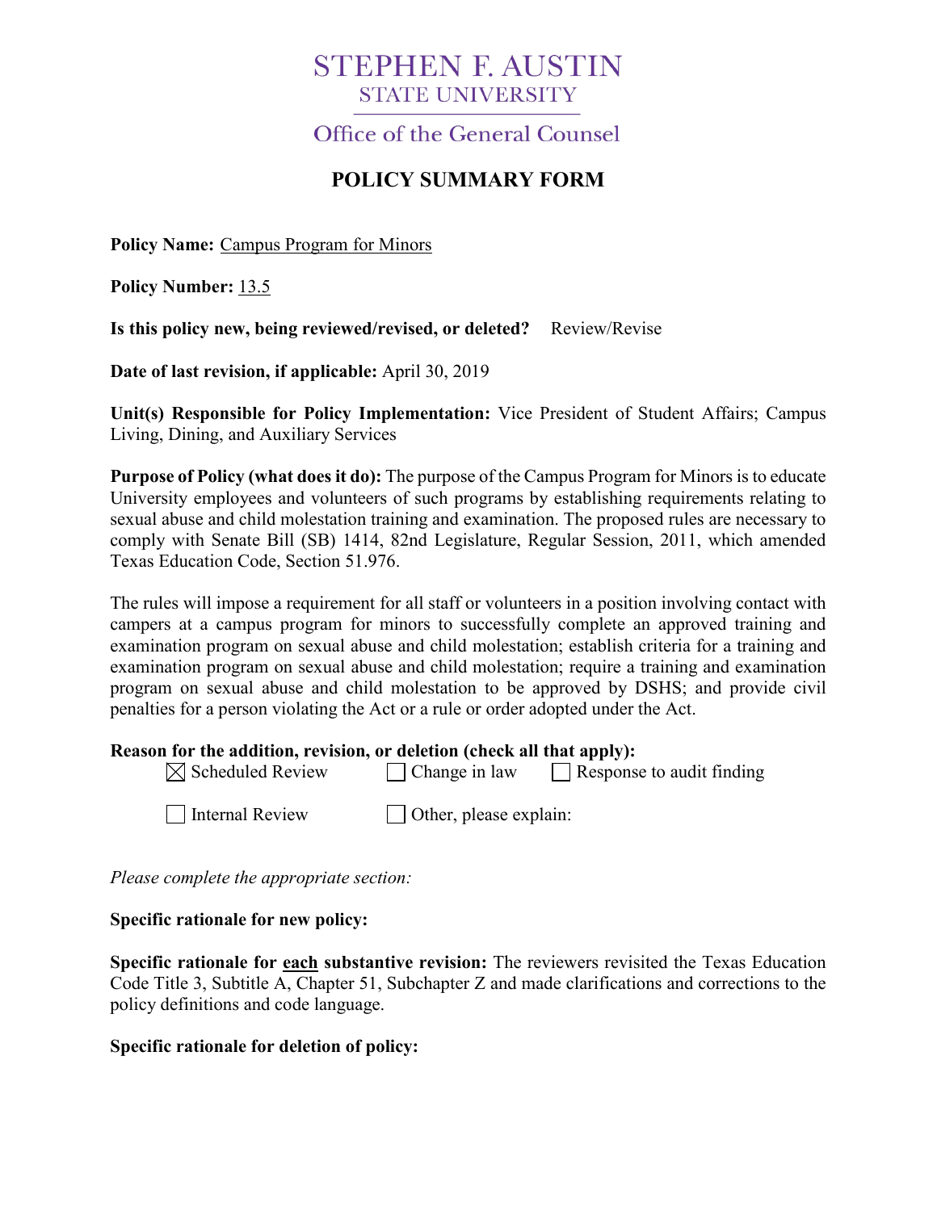# STEPHEN F. AUSTIN
## STATE UNIVERSITY

## Office of the General Counsel

## POLICY SUMMARY FORM

**Policy Name:** Campus Program for Minors

**Policy Number:** 13.5

**Is this policy new, being reviewed/revised, or deleted?** Review/Revise

**Date of last revision, if applicable:** April 30, 2019

**Unit(s) Responsible for Policy Implementation:** Vice President of Student Affairs; Campus Living, Dining, and Auxiliary Services

**Purpose of Policy (what does it do):** The purpose of the Campus Program for Minors is to educate University employees and volunteers of such programs by establishing requirements relating to sexual abuse and child molestation training and examination. The proposed rules are necessary to comply with Senate Bill (SB) 1414, 82nd Legislature, Regular Session, 2011, which amended Texas Education Code, Section 51.976.

The rules will impose a requirement for all staff or volunteers in a position involving contact with campers at a campus program for minors to successfully complete an approved training and examination program on sexual abuse and child molestation; establish criteria for a training and examination program on sexual abuse and child molestation; require a training and examination program on sexual abuse and child molestation to be approved by DSHS; and provide civil penalties for a person violating the Act or a rule or order adopted under the Act.

**Reason for the addition, revision, or deletion (check all that apply):**

- ☒ Scheduled Review
- ☐ Change in law
- ☐ Response to audit finding
- ☐ Internal Review
- ☐ Other, please explain:

*Please complete the appropriate section:*

**Specific rationale for new policy:**

**Specific rationale for each substantive revision:** The reviewers revisited the Texas Education Code Title 3, Subtitle A, Chapter 51, Subchapter Z and made clarifications and corrections to the policy definitions and code language.

**Specific rationale for deletion of policy:**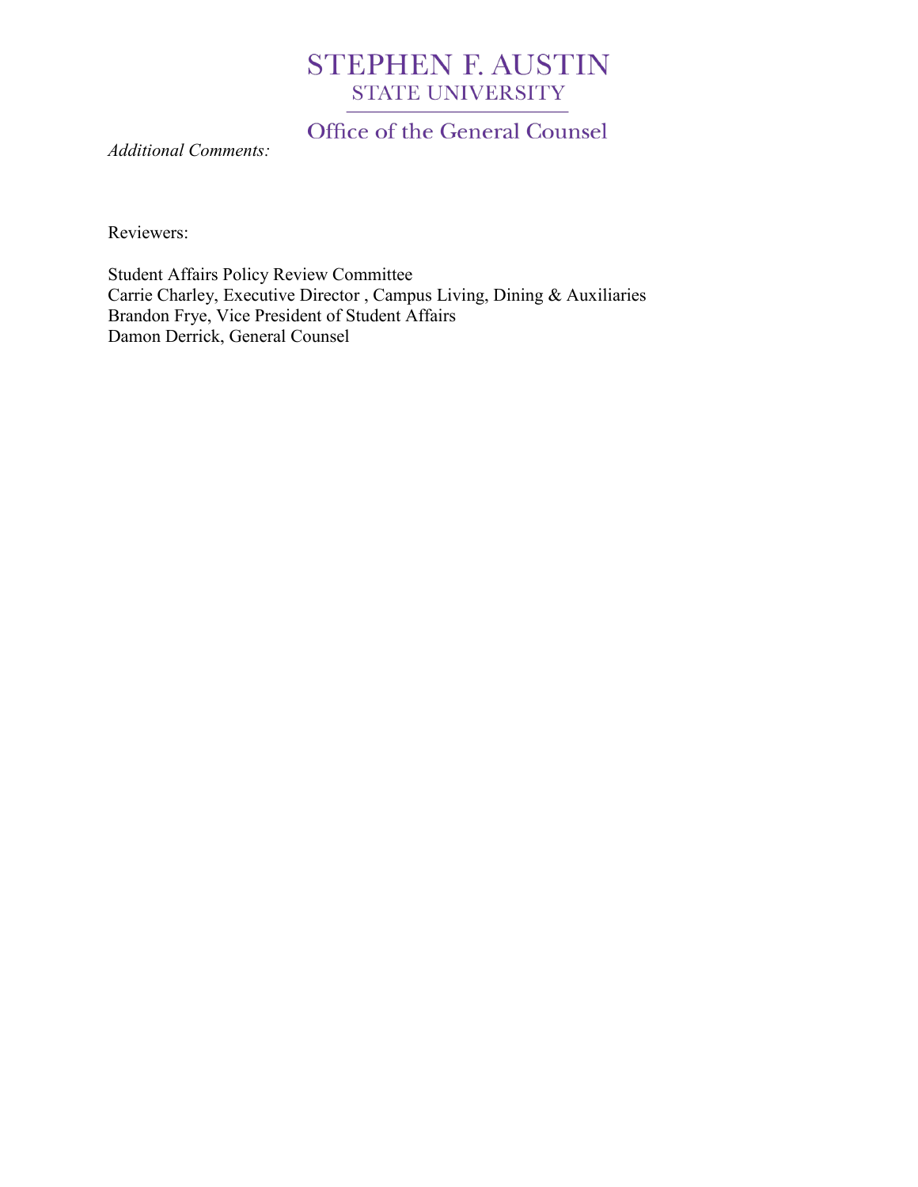*Additional Comments:*

Reviewers:

Student Affairs Policy Review Committee
Carrie Charley, Executive Director , Campus Living, Dining & Auxiliaries
Brandon Frye, Vice President of Student Affairs
Damon Derrick, General Counsel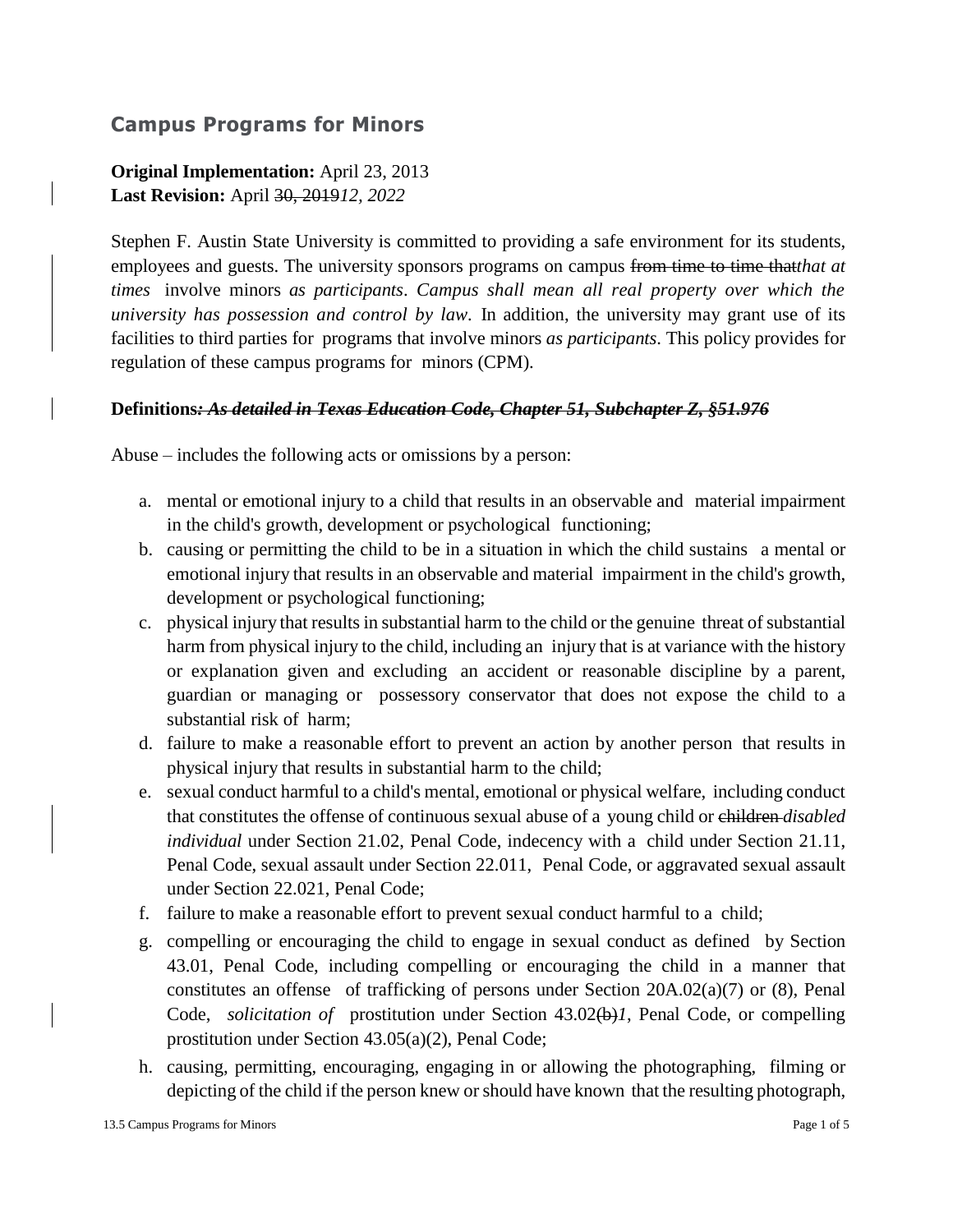## Campus Programs for Minors

**Original Implementation:** April 23, 2013
**Last Revision:** April ~~30, 2019~~*12, 2022*

Stephen F. Austin State University is committed to providing a safe environment for its students, employees and guests. The university sponsors programs on campus ~~from time to time that~~*that at times* involve minors *as participants*. *Campus shall mean all real property over which the university has possession and control by law*. In addition, the university may grant use of its facilities to third parties for programs that involve minors *as participants*. This policy provides for regulation of these campus programs for minors (CPM).

**Definitions*~~: As detailed in Texas Education Code, Chapter 51, Subchapter Z, §51.976~~***

Abuse – includes the following acts or omissions by a person:

a. mental or emotional injury to a child that results in an observable and material impairment in the child's growth, development or psychological functioning;
b. causing or permitting the child to be in a situation in which the child sustains a mental or emotional injury that results in an observable and material impairment in the child's growth, development or psychological functioning;
c. physical injury that results in substantial harm to the child or the genuine threat of substantial harm from physical injury to the child, including an injury that is at variance with the history or explanation given and excluding an accident or reasonable discipline by a parent, guardian or managing or possessory conservator that does not expose the child to a substantial risk of harm;
d. failure to make a reasonable effort to prevent an action by another person that results in physical injury that results in substantial harm to the child;
e. sexual conduct harmful to a child's mental, emotional or physical welfare, including conduct that constitutes the offense of continuous sexual abuse of a young child or ~~children~~ *disabled individual* under Section 21.02, Penal Code, indecency with a child under Section 21.11, Penal Code, sexual assault under Section 22.011, Penal Code, or aggravated sexual assault under Section 22.021, Penal Code;
f. failure to make a reasonable effort to prevent sexual conduct harmful to a child;
g. compelling or encouraging the child to engage in sexual conduct as defined by Section 43.01, Penal Code, including compelling or encouraging the child in a manner that constitutes an offense of trafficking of persons under Section 20A.02(a)(7) or (8), Penal Code, *solicitation of* prostitution under Section 43.02~~(b)~~*1*, Penal Code, or compelling prostitution under Section 43.05(a)(2), Penal Code;
h. causing, permitting, encouraging, engaging in or allowing the photographing, filming or depicting of the child if the person knew or should have known that the resulting photograph,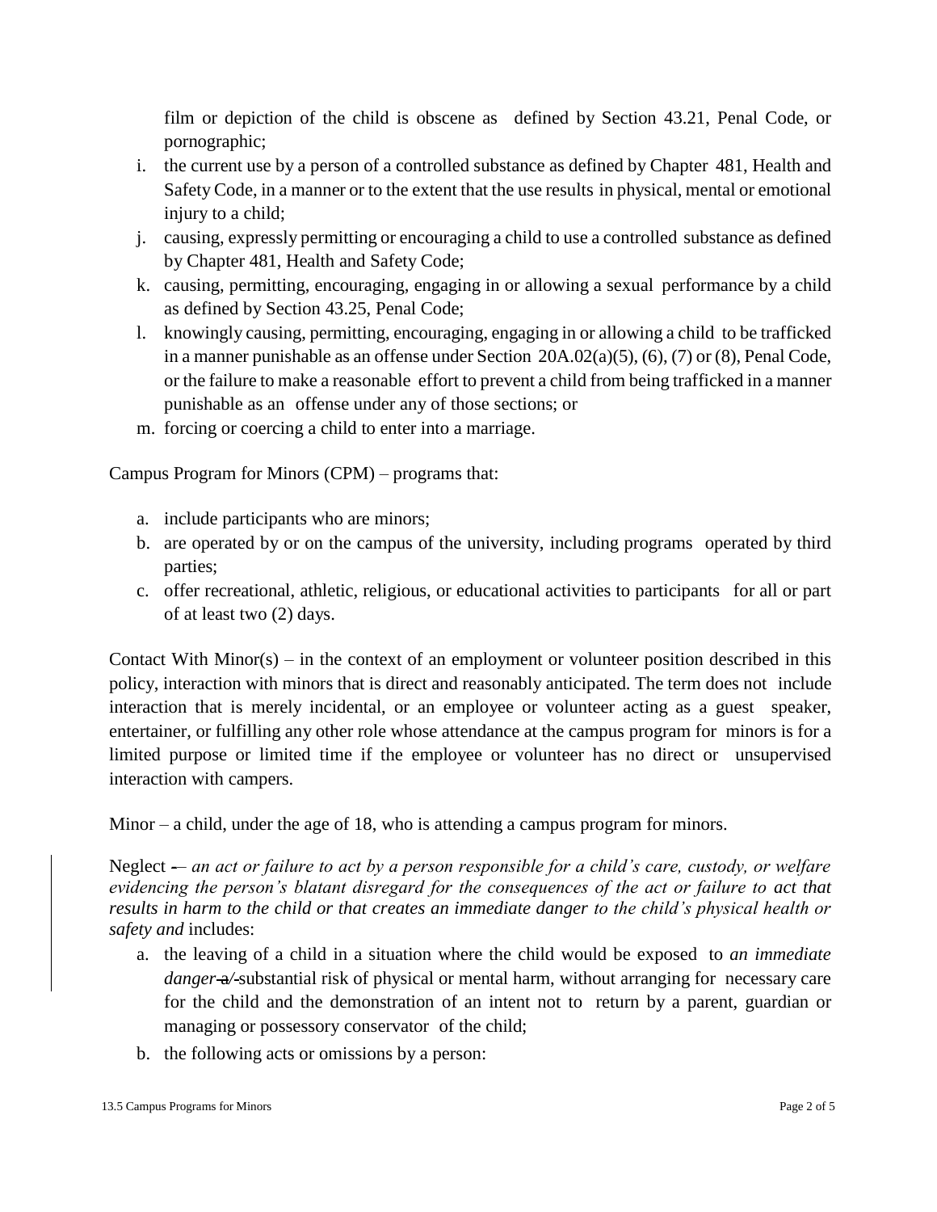film or depiction of the child is obscene as defined by Section 43.21, Penal Code, or pornographic;

i. the current use by a person of a controlled substance as defined by Chapter 481, Health and Safety Code, in a manner or to the extent that the use results in physical, mental or emotional injury to a child;
j. causing, expressly permitting or encouraging a child to use a controlled substance as defined by Chapter 481, Health and Safety Code;
k. causing, permitting, encouraging, engaging in or allowing a sexual performance by a child as defined by Section 43.25, Penal Code;
l. knowingly causing, permitting, encouraging, engaging in or allowing a child to be trafficked in a manner punishable as an offense under Section 20A.02(a)(5), (6), (7) or (8), Penal Code, or the failure to make a reasonable effort to prevent a child from being trafficked in a manner punishable as an offense under any of those sections; or
m. forcing or coercing a child to enter into a marriage.

Campus Program for Minors (CPM) – programs that:

a. include participants who are minors;
b. are operated by or on the campus of the university, including programs operated by third parties;
c. offer recreational, athletic, religious, or educational activities to participants for all or part of at least two (2) days.

Contact With Minor(s) – in the context of an employment or volunteer position described in this policy, interaction with minors that is direct and reasonably anticipated. The term does not include interaction that is merely incidental, or an employee or volunteer acting as a guest speaker, entertainer, or fulfilling any other role whose attendance at the campus program for minors is for a limited purpose or limited time if the employee or volunteer has no direct or unsupervised interaction with campers.

Minor – a child, under the age of 18, who is attending a campus program for minors.

Neglect ~~-~~ – *an act or failure to act by a person responsible for a child's care, custody, or welfare evidencing the person's blatant disregard for the consequences of the act or failure to act that results in harm to the child or that creates an immediate danger to the child's physical health or safety and* includes:

a. the leaving of a child in a situation where the child would be exposed to *an immediate danger* ~~a/~~ substantial risk of physical or mental harm, without arranging for necessary care for the child and the demonstration of an intent not to return by a parent, guardian or managing or possessory conservator of the child;
b. the following acts or omissions by a person: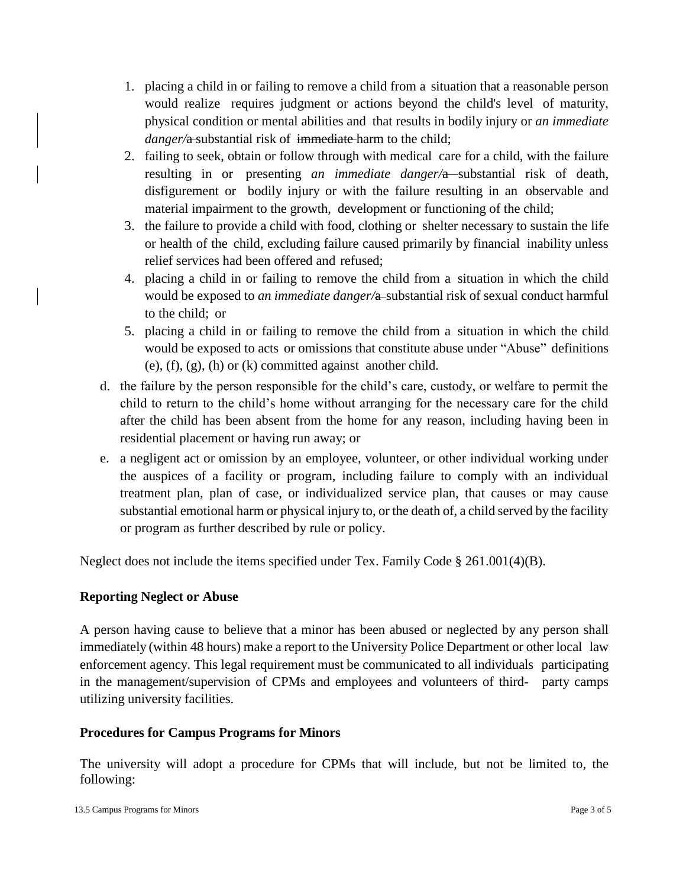1. placing a child in or failing to remove a child from a situation that a reasonable person would realize requires judgment or actions beyond the child's level of maturity, physical condition or mental abilities and that results in bodily injury or *an immediate danger/*~~a~~ substantial risk of ~~immediate~~ harm to the child;
2. failing to seek, obtain or follow through with medical care for a child, with the failure resulting in or presenting *an immediate danger/*~~a~~ substantial risk of death, disfigurement or bodily injury or with the failure resulting in an observable and material impairment to the growth, development or functioning of the child;
3. the failure to provide a child with food, clothing or shelter necessary to sustain the life or health of the child, excluding failure caused primarily by financial inability unless relief services had been offered and refused;
4. placing a child in or failing to remove the child from a situation in which the child would be exposed to *an immediate danger/*~~a~~ substantial risk of sexual conduct harmful to the child; or
5. placing a child in or failing to remove the child from a situation in which the child would be exposed to acts or omissions that constitute abuse under "Abuse" definitions (e), (f), (g), (h) or (k) committed against another child.

d. the failure by the person responsible for the child's care, custody, or welfare to permit the child to return to the child's home without arranging for the necessary care for the child after the child has been absent from the home for any reason, including having been in residential placement or having run away; or

e. a negligent act or omission by an employee, volunteer, or other individual working under the auspices of a facility or program, including failure to comply with an individual treatment plan, plan of case, or individualized service plan, that causes or may cause substantial emotional harm or physical injury to, or the death of, a child served by the facility or program as further described by rule or policy.

Neglect does not include the items specified under Tex. Family Code § 261.001(4)(B).

**Reporting Neglect or Abuse**

A person having cause to believe that a minor has been abused or neglected by any person shall immediately (within 48 hours) make a report to the University Police Department or other local law enforcement agency. This legal requirement must be communicated to all individuals participating in the management/supervision of CPMs and employees and volunteers of third- party camps utilizing university facilities.

**Procedures for Campus Programs for Minors**

The university will adopt a procedure for CPMs that will include, but not be limited to, the following: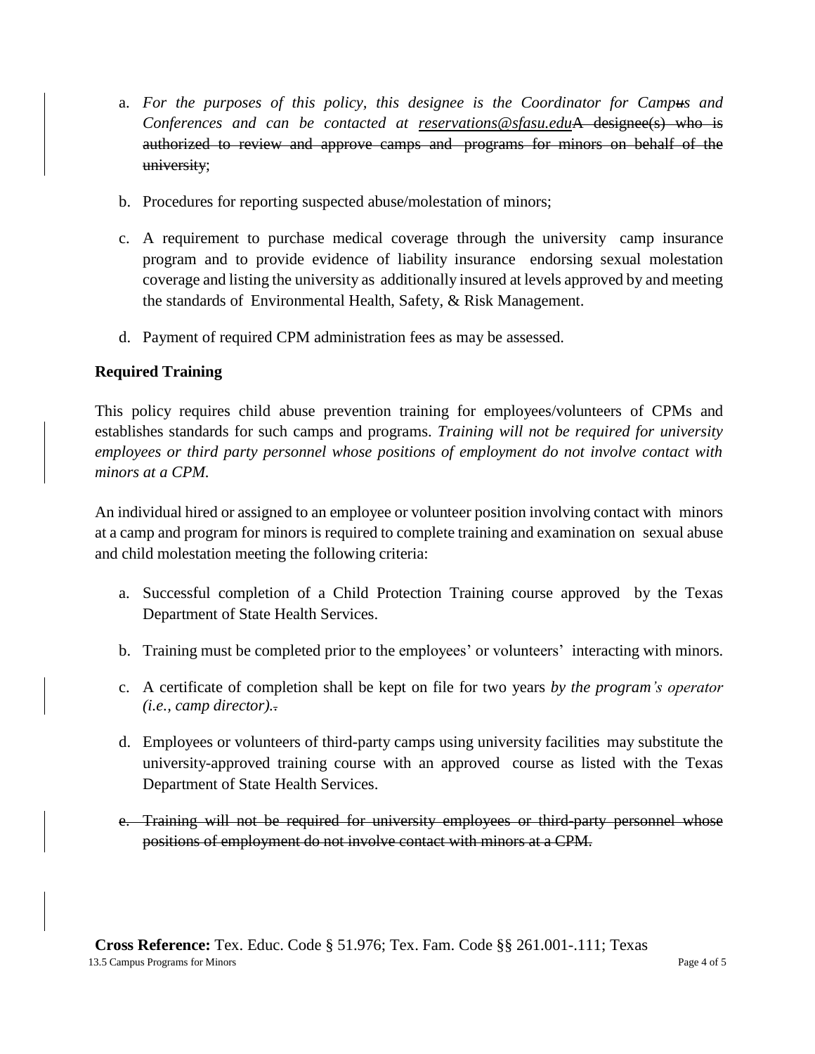a. *For the purposes of this policy, this designee is the Coordinator for Campus and Conferences and can be contacted at reservations@sfasu.edu*~~A designee(s) who is authorized to review and approve camps and programs for minors on behalf of the university~~;

b. Procedures for reporting suspected abuse/molestation of minors;

c. A requirement to purchase medical coverage through the university camp insurance program and to provide evidence of liability insurance endorsing sexual molestation coverage and listing the university as additionally insured at levels approved by and meeting the standards of Environmental Health, Safety, & Risk Management.

d. Payment of required CPM administration fees as may be assessed.

**Required Training**

This policy requires child abuse prevention training for employees/volunteers of CPMs and establishes standards for such camps and programs. *Training will not be required for university employees or third party personnel whose positions of employment do not involve contact with minors at a CPM.*

An individual hired or assigned to an employee or volunteer position involving contact with minors at a camp and program for minors is required to complete training and examination on sexual abuse and child molestation meeting the following criteria:

a. Successful completion of a Child Protection Training course approved by the Texas Department of State Health Services.

b. Training must be completed prior to the employees' or volunteers' interacting with minors.

c. A certificate of completion shall be kept on file for two years *by the program's operator (i.e., camp director).*~~.~~

d. Employees or volunteers of third-party camps using university facilities may substitute the university-approved training course with an approved course as listed with the Texas Department of State Health Services.

~~e. Training will not be required for university employees or third-party personnel whose positions of employment do not involve contact with minors at a CPM.~~

**Cross Reference:** Tex. Educ. Code § 51.976; Tex. Fam. Code §§ 261.001-.111; Texas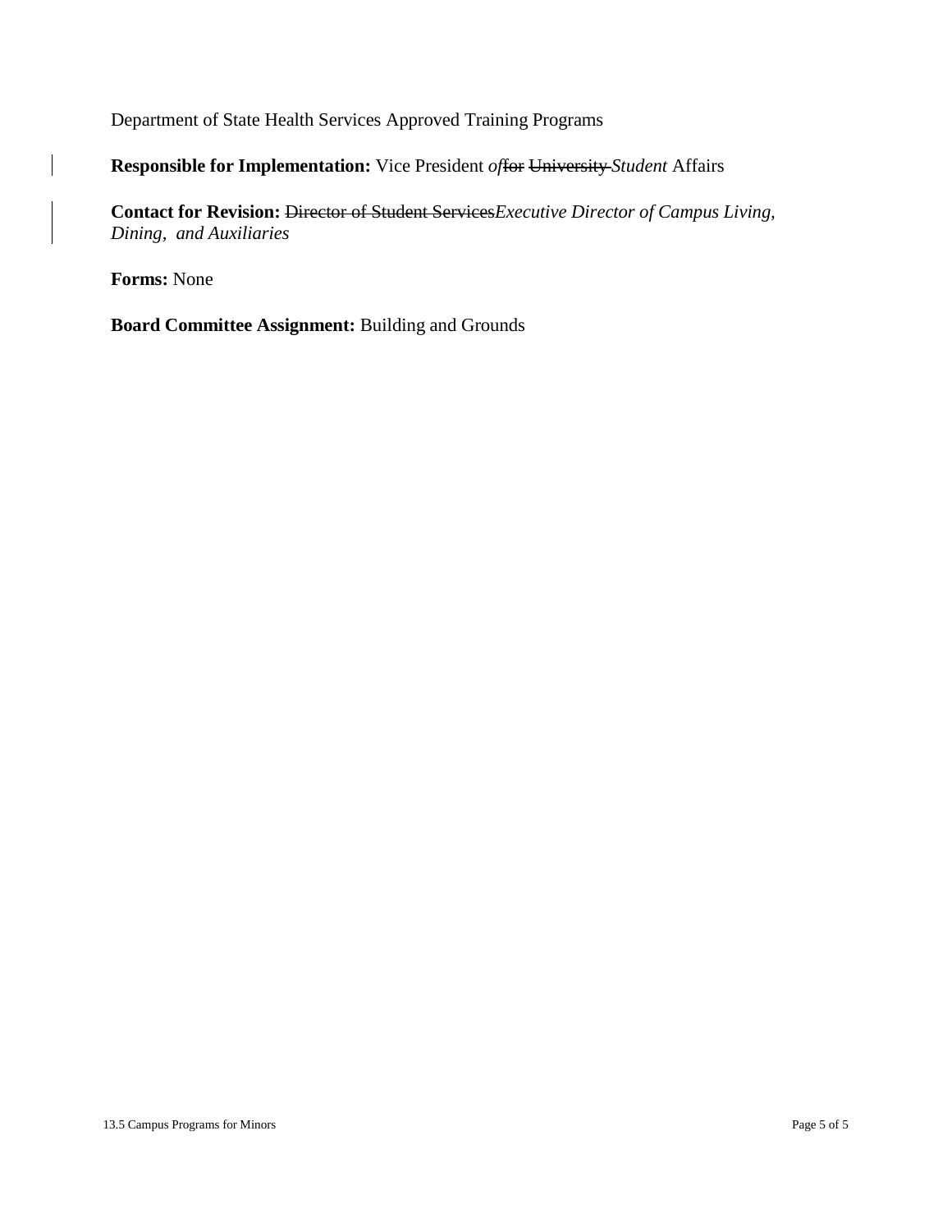Department of State Health Services Approved Training Programs

**Responsible for Implementation:** Vice President *of*~~for~~ ~~University~~ *Student* Affairs

**Contact for Revision:** ~~Director of Student Services~~*Executive Director of Campus Living, Dining, and Auxiliaries*

**Forms:** None

**Board Committee Assignment:** Building and Grounds